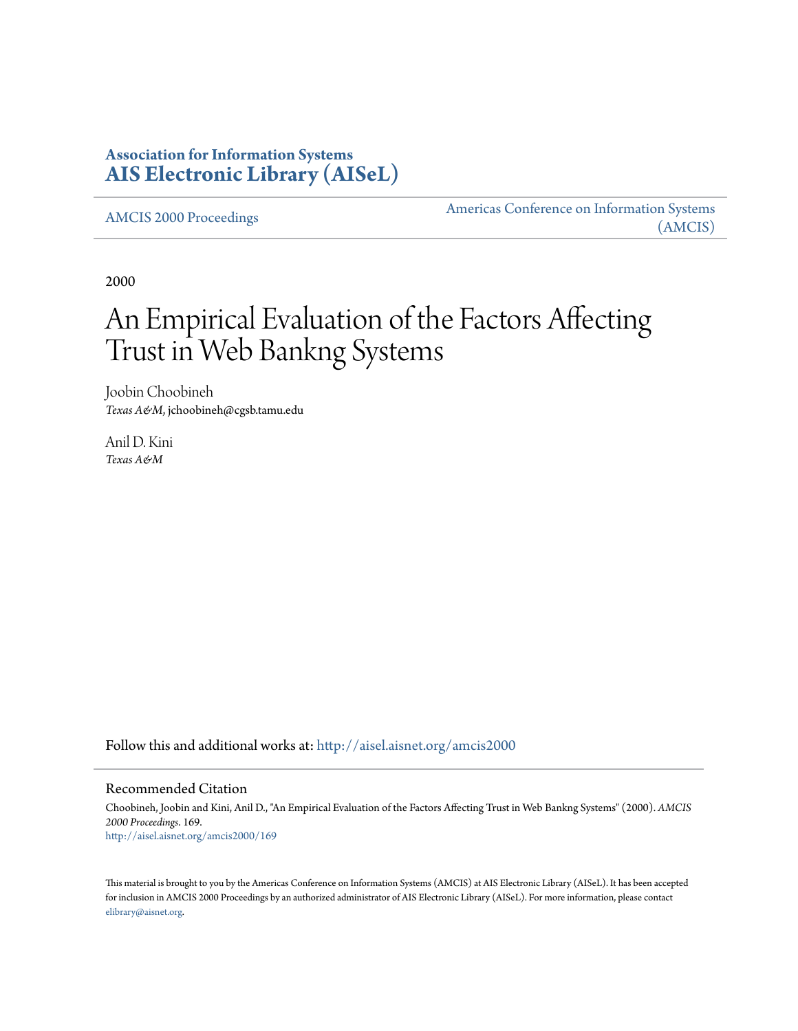**Association for Information Systems**
**AIS Electronic Library (AISeL)**

AMCIS 2000 Proceedings | Americas Conference on Information Systems (AMCIS)

2000

# An Empirical Evaluation of the Factors Affecting Trust in Web Bankng Systems

Joobin Choobineh
*Texas A&M*, jchoobineh@cgsb.tamu.edu

Anil D. Kini
*Texas A&M*

Follow this and additional works at: http://aisel.aisnet.org/amcis2000

## Recommended Citation

Choobineh, Joobin and Kini, Anil D., "An Empirical Evaluation of the Factors Affecting Trust in Web Bankng Systems" (2000). *AMCIS 2000 Proceedings*. 169.
http://aisel.aisnet.org/amcis2000/169

This material is brought to you by the Americas Conference on Information Systems (AMCIS) at AIS Electronic Library (AISeL). It has been accepted for inclusion in AMCIS 2000 Proceedings by an authorized administrator of AIS Electronic Library (AISeL). For more information, please contact elibrary@aisnet.org.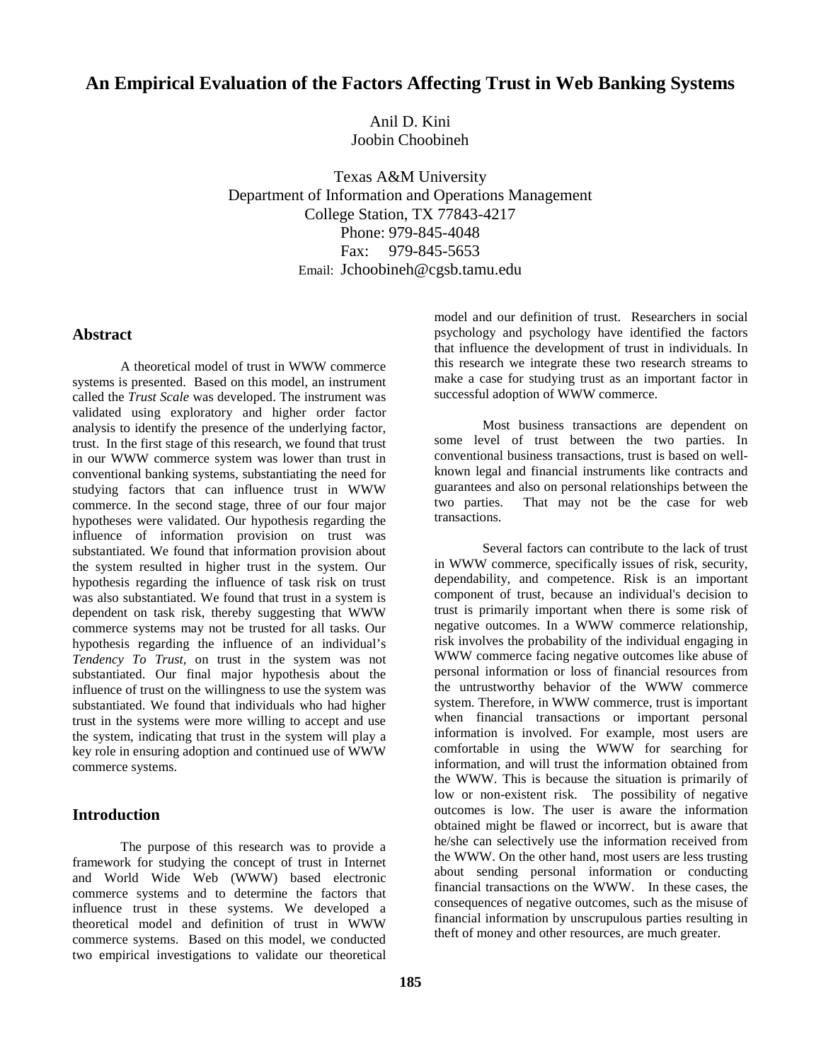# An Empirical Evaluation of the Factors Affecting Trust in Web Banking Systems

Anil D. Kini
Joobin Choobineh

Texas A&M University
Department of Information and Operations Management
College Station, TX 77843-4217
Phone: 979-845-4048
Fax: 979-845-5653
Email: Jchoobineh@cgsb.tamu.edu

## Abstract

A theoretical model of trust in WWW commerce systems is presented. Based on this model, an instrument called the *Trust Scale* was developed. The instrument was validated using exploratory and higher order factor analysis to identify the presence of the underlying factor, trust. In the first stage of this research, we found that trust in our WWW commerce system was lower than trust in conventional banking systems, substantiating the need for studying factors that can influence trust in WWW commerce. In the second stage, three of our four major hypotheses were validated. Our hypothesis regarding the influence of information provision on trust was substantiated. We found that information provision about the system resulted in higher trust in the system. Our hypothesis regarding the influence of task risk on trust was also substantiated. We found that trust in a system is dependent on task risk, thereby suggesting that WWW commerce systems may not be trusted for all tasks. Our hypothesis regarding the influence of an individual's *Tendency To Trust,* on trust in the system was not substantiated. Our final major hypothesis about the influence of trust on the willingness to use the system was substantiated. We found that individuals who had higher trust in the systems were more willing to accept and use the system, indicating that trust in the system will play a key role in ensuring adoption and continued use of WWW commerce systems.

## Introduction

The purpose of this research was to provide a framework for studying the concept of trust in Internet and World Wide Web (WWW) based electronic commerce systems and to determine the factors that influence trust in these systems. We developed a theoretical model and definition of trust in WWW commerce systems. Based on this model, we conducted two empirical investigations to validate our theoretical model and our definition of trust. Researchers in social psychology and psychology have identified the factors that influence the development of trust in individuals. In this research we integrate these two research streams to make a case for studying trust as an important factor in successful adoption of WWW commerce.

Most business transactions are dependent on some level of trust between the two parties. In conventional business transactions, trust is based on well-known legal and financial instruments like contracts and guarantees and also on personal relationships between the two parties. That may not be the case for web transactions.

Several factors can contribute to the lack of trust in WWW commerce, specifically issues of risk, security, dependability, and competence. Risk is an important component of trust, because an individual's decision to trust is primarily important when there is some risk of negative outcomes. In a WWW commerce relationship, risk involves the probability of the individual engaging in WWW commerce facing negative outcomes like abuse of personal information or loss of financial resources from the untrustworthy behavior of the WWW commerce system. Therefore, in WWW commerce, trust is important when financial transactions or important personal information is involved. For example, most users are comfortable in using the WWW for searching for information, and will trust the information obtained from the WWW. This is because the situation is primarily of low or non-existent risk. The possibility of negative outcomes is low. The user is aware the information obtained might be flawed or incorrect, but is aware that he/she can selectively use the information received from the WWW. On the other hand, most users are less trusting about sending personal information or conducting financial transactions on the WWW. In these cases, the consequences of negative outcomes, such as the misuse of financial information by unscrupulous parties resulting in theft of money and other resources, are much greater.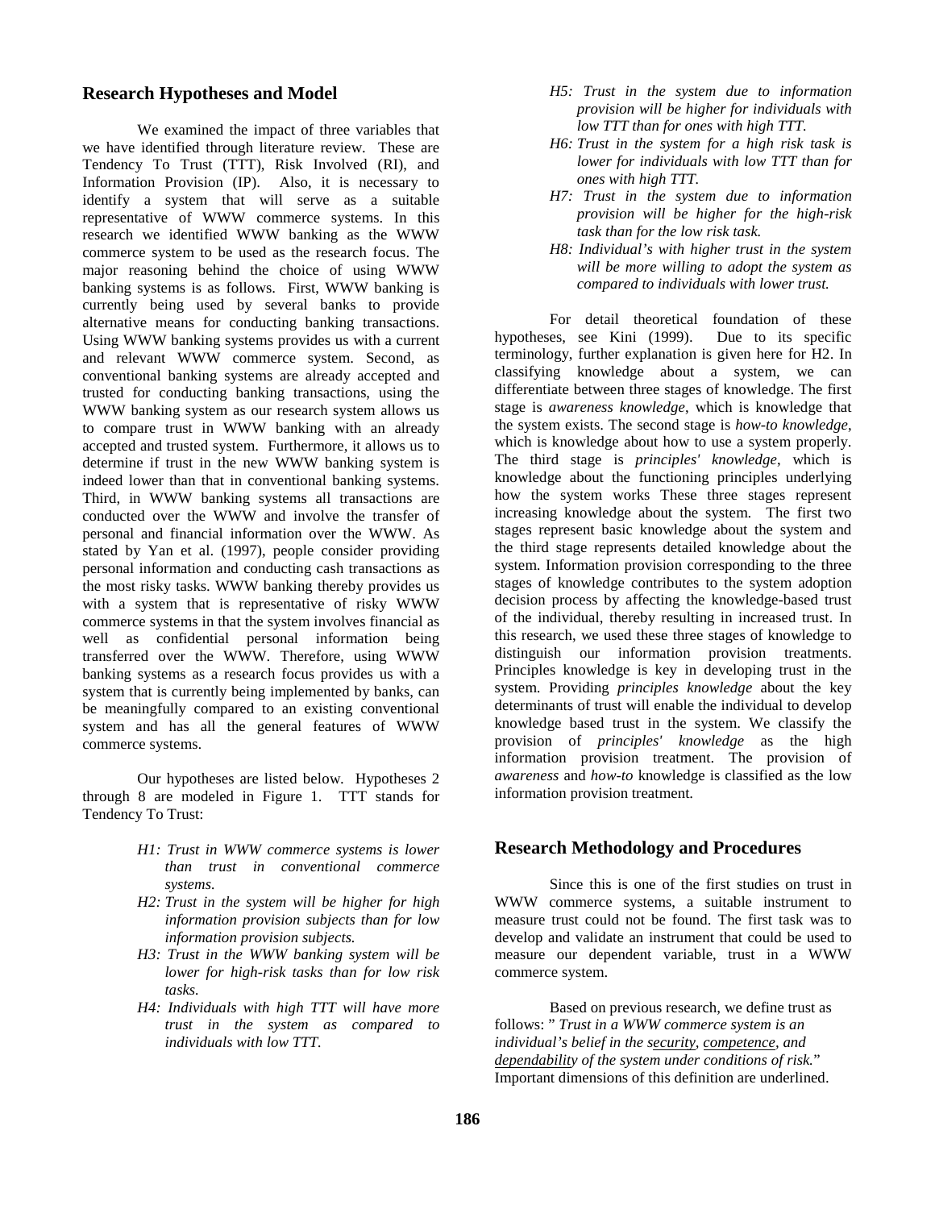## Research Hypotheses and Model

We examined the impact of three variables that we have identified through literature review. These are Tendency To Trust (TTT), Risk Involved (RI), and Information Provision (IP). Also, it is necessary to identify a system that will serve as a suitable representative of WWW commerce systems. In this research we identified WWW banking as the WWW commerce system to be used as the research focus. The major reasoning behind the choice of using WWW banking systems is as follows. First, WWW banking is currently being used by several banks to provide alternative means for conducting banking transactions. Using WWW banking systems provides us with a current and relevant WWW commerce system. Second, as conventional banking systems are already accepted and trusted for conducting banking transactions, using the WWW banking system as our research system allows us to compare trust in WWW banking with an already accepted and trusted system. Furthermore, it allows us to determine if trust in the new WWW banking system is indeed lower than that in conventional banking systems. Third, in WWW banking systems all transactions are conducted over the WWW and involve the transfer of personal and financial information over the WWW. As stated by Yan et al. (1997), people consider providing personal information and conducting cash transactions as the most risky tasks. WWW banking thereby provides us with a system that is representative of risky WWW commerce systems in that the system involves financial as well as confidential personal information being transferred over the WWW. Therefore, using WWW banking systems as a research focus provides us with a system that is currently being implemented by banks, can be meaningfully compared to an existing conventional system and has all the general features of WWW commerce systems.

Our hypotheses are listed below. Hypotheses 2 through 8 are modeled in Figure 1. TTT stands for Tendency To Trust:

- *H1: Trust in WWW commerce systems is lower than trust in conventional commerce systems.*
- *H2: Trust in the system will be higher for high information provision subjects than for low information provision subjects.*
- *H3: Trust in the WWW banking system will be lower for high-risk tasks than for low risk tasks.*
- *H4: Individuals with high TTT will have more trust in the system as compared to individuals with low TTT.*
- *H5: Trust in the system due to information provision will be higher for individuals with low TTT than for ones with high TTT.*
- *H6: Trust in the system for a high risk task is lower for individuals with low TTT than for ones with high TTT.*
- *H7: Trust in the system due to information provision will be higher for the high-risk task than for the low risk task.*
- *H8: Individual's with higher trust in the system will be more willing to adopt the system as compared to individuals with lower trust.*

For detail theoretical foundation of these hypotheses, see Kini (1999). Due to its specific terminology, further explanation is given here for H2. In classifying knowledge about a system, we can differentiate between three stages of knowledge. The first stage is *awareness knowledge*, which is knowledge that the system exists. The second stage is *how-to knowledge*, which is knowledge about how to use a system properly. The third stage is *principles' knowledge*, which is knowledge about the functioning principles underlying how the system works These three stages represent increasing knowledge about the system. The first two stages represent basic knowledge about the system and the third stage represents detailed knowledge about the system. Information provision corresponding to the three stages of knowledge contributes to the system adoption decision process by affecting the knowledge-based trust of the individual, thereby resulting in increased trust. In this research, we used these three stages of knowledge to distinguish our information provision treatments. Principles knowledge is key in developing trust in the system. Providing *principles knowledge* about the key determinants of trust will enable the individual to develop knowledge based trust in the system. We classify the provision of *principles' knowledge* as the high information provision treatment. The provision of *awareness* and *how-to* knowledge is classified as the low information provision treatment.

## Research Methodology and Procedures

Since this is one of the first studies on trust in WWW commerce systems, a suitable instrument to measure trust could not be found. The first task was to develop and validate an instrument that could be used to measure our dependent variable, trust in a WWW commerce system.

Based on previous research, we define trust as follows: " *Trust in a WWW commerce system is an individual's belief in the security, competence, and dependability of the system under conditions of risk.*" Important dimensions of this definition are underlined.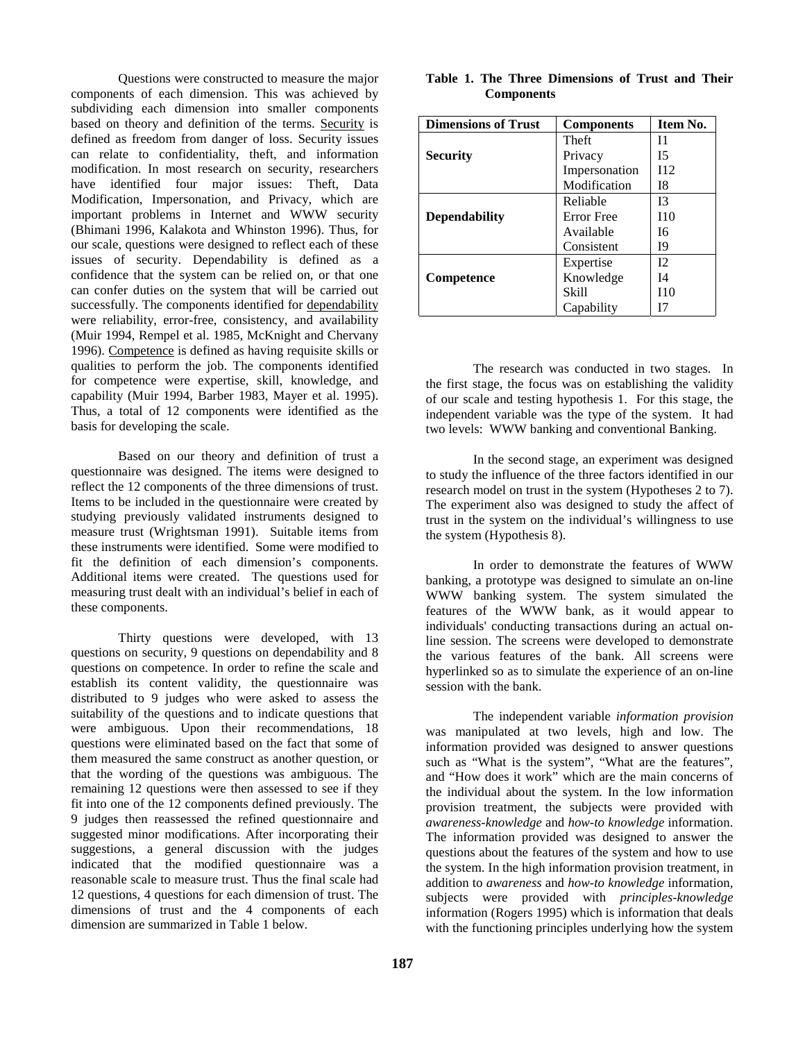Questions were constructed to measure the major components of each dimension. This was achieved by subdividing each dimension into smaller components based on theory and definition of the terms. Security is defined as freedom from danger of loss. Security issues can relate to confidentiality, theft, and information modification. In most research on security, researchers have identified four major issues: Theft, Data Modification, Impersonation, and Privacy, which are important problems in Internet and WWW security (Bhimani 1996, Kalakota and Whinston 1996). Thus, for our scale, questions were designed to reflect each of these issues of security. Dependability is defined as a confidence that the system can be relied on, or that one can confer duties on the system that will be carried out successfully. The components identified for dependability were reliability, error-free, consistency, and availability (Muir 1994, Rempel et al. 1985, McKnight and Chervany 1996). Competence is defined as having requisite skills or qualities to perform the job. The components identified for competence were expertise, skill, knowledge, and capability (Muir 1994, Barber 1983, Mayer et al. 1995). Thus, a total of 12 components were identified as the basis for developing the scale.

Based on our theory and definition of trust a questionnaire was designed. The items were designed to reflect the 12 components of the three dimensions of trust. Items to be included in the questionnaire were created by studying previously validated instruments designed to measure trust (Wrightsman 1991). Suitable items from these instruments were identified. Some were modified to fit the definition of each dimension's components. Additional items were created. The questions used for measuring trust dealt with an individual's belief in each of these components.

Thirty questions were developed, with 13 questions on security, 9 questions on dependability and 8 questions on competence. In order to refine the scale and establish its content validity, the questionnaire was distributed to 9 judges who were asked to assess the suitability of the questions and to indicate questions that were ambiguous. Upon their recommendations, 18 questions were eliminated based on the fact that some of them measured the same construct as another question, or that the wording of the questions was ambiguous. The remaining 12 questions were then assessed to see if they fit into one of the 12 components defined previously. The 9 judges then reassessed the refined questionnaire and suggested minor modifications. After incorporating their suggestions, a general discussion with the judges indicated that the modified questionnaire was a reasonable scale to measure trust. Thus the final scale had 12 questions, 4 questions for each dimension of trust. The dimensions of trust and the 4 components of each dimension are summarized in Table 1 below.

**Table 1. The Three Dimensions of Trust and Their Components**

| Dimensions of Trust | Components | Item No. |
|---|---|---|
| **Security** | Theft | I1 |
| | Privacy | I5 |
| | Impersonation | I12 |
| | Modification | I8 |
| **Dependability** | Reliable | I3 |
| | Error Free | I10 |
| | Available | I6 |
| | Consistent | I9 |
| **Competence** | Expertise | I2 |
| | Knowledge | I4 |
| | Skill | I10 |
| | Capability | I7 |

The research was conducted in two stages. In the first stage, the focus was on establishing the validity of our scale and testing hypothesis 1. For this stage, the independent variable was the type of the system. It had two levels: WWW banking and conventional Banking.

In the second stage, an experiment was designed to study the influence of the three factors identified in our research model on trust in the system (Hypotheses 2 to 7). The experiment also was designed to study the affect of trust in the system on the individual's willingness to use the system (Hypothesis 8).

In order to demonstrate the features of WWW banking, a prototype was designed to simulate an on-line WWW banking system. The system simulated the features of the WWW bank, as it would appear to individuals' conducting transactions during an actual on-line session. The screens were developed to demonstrate the various features of the bank. All screens were hyperlinked so as to simulate the experience of an on-line session with the bank.

The independent variable *information provision* was manipulated at two levels, high and low. The information provided was designed to answer questions such as "What is the system", "What are the features", and "How does it work" which are the main concerns of the individual about the system. In the low information provision treatment, the subjects were provided with *awareness-knowledge* and *how-to knowledge* information. The information provided was designed to answer the questions about the features of the system and how to use the system. In the high information provision treatment, in addition to *awareness* and *how-to knowledge* information, subjects were provided with *principles-knowledge* information (Rogers 1995) which is information that deals with the functioning principles underlying how the system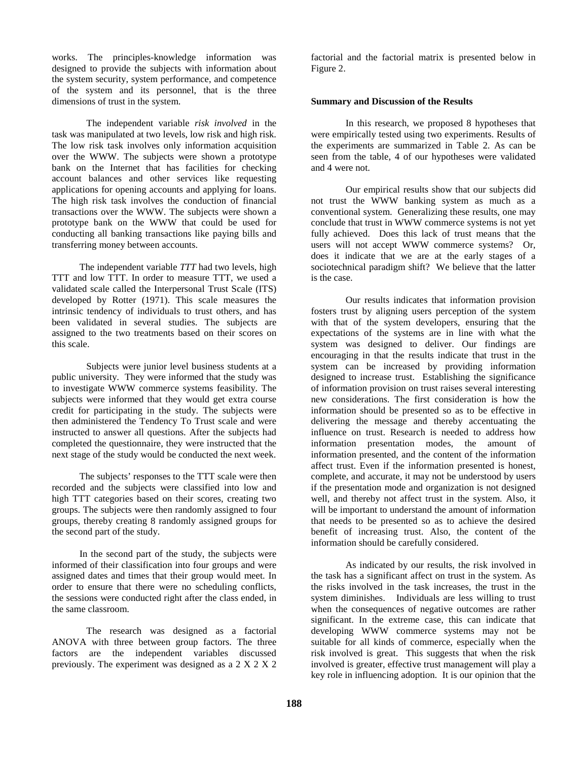works. The principles-knowledge information was designed to provide the subjects with information about the system security, system performance, and competence of the system and its personnel, that is the three dimensions of trust in the system.

The independent variable *risk involved* in the task was manipulated at two levels, low risk and high risk. The low risk task involves only information acquisition over the WWW. The subjects were shown a prototype bank on the Internet that has facilities for checking account balances and other services like requesting applications for opening accounts and applying for loans. The high risk task involves the conduction of financial transactions over the WWW. The subjects were shown a prototype bank on the WWW that could be used for conducting all banking transactions like paying bills and transferring money between accounts.

The independent variable *TTT* had two levels, high TTT and low TTT. In order to measure TTT, we used a validated scale called the Interpersonal Trust Scale (ITS) developed by Rotter (1971). This scale measures the intrinsic tendency of individuals to trust others, and has been validated in several studies. The subjects are assigned to the two treatments based on their scores on this scale.

Subjects were junior level business students at a public university. They were informed that the study was to investigate WWW commerce systems feasibility. The subjects were informed that they would get extra course credit for participating in the study. The subjects were then administered the Tendency To Trust scale and were instructed to answer all questions. After the subjects had completed the questionnaire, they were instructed that the next stage of the study would be conducted the next week.

The subjects' responses to the TTT scale were then recorded and the subjects were classified into low and high TTT categories based on their scores, creating two groups. The subjects were then randomly assigned to four groups, thereby creating 8 randomly assigned groups for the second part of the study.

In the second part of the study, the subjects were informed of their classification into four groups and were assigned dates and times that their group would meet. In order to ensure that there were no scheduling conflicts, the sessions were conducted right after the class ended, in the same classroom.

The research was designed as a factorial ANOVA with three between group factors. The three factors are the independent variables discussed previously. The experiment was designed as a 2 X 2 X 2 factorial and the factorial matrix is presented below in Figure 2.

**Summary and Discussion of the Results**

In this research, we proposed 8 hypotheses that were empirically tested using two experiments. Results of the experiments are summarized in Table 2. As can be seen from the table, 4 of our hypotheses were validated and 4 were not.

Our empirical results show that our subjects did not trust the WWW banking system as much as a conventional system. Generalizing these results, one may conclude that trust in WWW commerce systems is not yet fully achieved. Does this lack of trust means that the users will not accept WWW commerce systems? Or, does it indicate that we are at the early stages of a sociotechnical paradigm shift? We believe that the latter is the case.

Our results indicates that information provision fosters trust by aligning users perception of the system with that of the system developers, ensuring that the expectations of the systems are in line with what the system was designed to deliver. Our findings are encouraging in that the results indicate that trust in the system can be increased by providing information designed to increase trust. Establishing the significance of information provision on trust raises several interesting new considerations. The first consideration is how the information should be presented so as to be effective in delivering the message and thereby accentuating the influence on trust. Research is needed to address how information presentation modes, the amount of information presented, and the content of the information affect trust. Even if the information presented is honest, complete, and accurate, it may not be understood by users if the presentation mode and organization is not designed well, and thereby not affect trust in the system. Also, it will be important to understand the amount of information that needs to be presented so as to achieve the desired benefit of increasing trust. Also, the content of the information should be carefully considered.

As indicated by our results, the risk involved in the task has a significant affect on trust in the system. As the risks involved in the task increases, the trust in the system diminishes. Individuals are less willing to trust when the consequences of negative outcomes are rather significant. In the extreme case, this can indicate that developing WWW commerce systems may not be suitable for all kinds of commerce, especially when the risk involved is great. This suggests that when the risk involved is greater, effective trust management will play a key role in influencing adoption. It is our opinion that the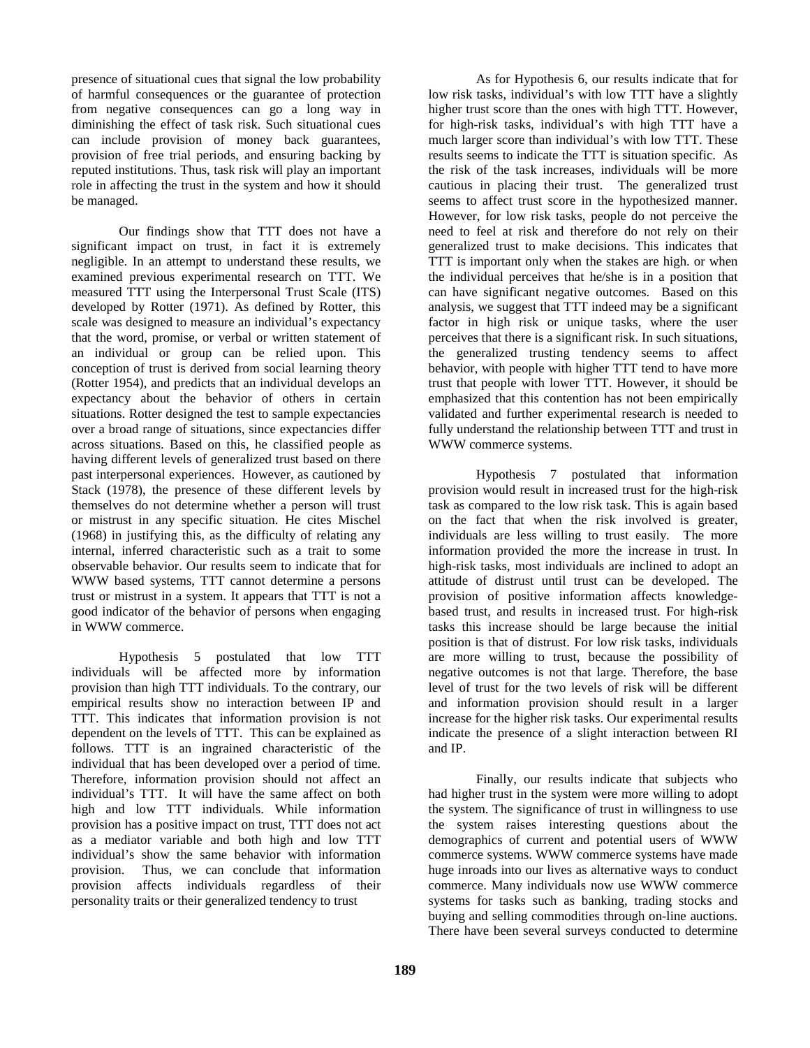presence of situational cues that signal the low probability of harmful consequences or the guarantee of protection from negative consequences can go a long way in diminishing the effect of task risk. Such situational cues can include provision of money back guarantees, provision of free trial periods, and ensuring backing by reputed institutions. Thus, task risk will play an important role in affecting the trust in the system and how it should be managed.

Our findings show that TTT does not have a significant impact on trust, in fact it is extremely negligible. In an attempt to understand these results, we examined previous experimental research on TTT. We measured TTT using the Interpersonal Trust Scale (ITS) developed by Rotter (1971). As defined by Rotter, this scale was designed to measure an individual's expectancy that the word, promise, or verbal or written statement of an individual or group can be relied upon. This conception of trust is derived from social learning theory (Rotter 1954), and predicts that an individual develops an expectancy about the behavior of others in certain situations. Rotter designed the test to sample expectancies over a broad range of situations, since expectancies differ across situations. Based on this, he classified people as having different levels of generalized trust based on there past interpersonal experiences. However, as cautioned by Stack (1978), the presence of these different levels by themselves do not determine whether a person will trust or mistrust in any specific situation. He cites Mischel (1968) in justifying this, as the difficulty of relating any internal, inferred characteristic such as a trait to some observable behavior. Our results seem to indicate that for WWW based systems, TTT cannot determine a persons trust or mistrust in a system. It appears that TTT is not a good indicator of the behavior of persons when engaging in WWW commerce.

Hypothesis 5 postulated that low TTT individuals will be affected more by information provision than high TTT individuals. To the contrary, our empirical results show no interaction between IP and TTT. This indicates that information provision is not dependent on the levels of TTT. This can be explained as follows. TTT is an ingrained characteristic of the individual that has been developed over a period of time. Therefore, information provision should not affect an individual's TTT. It will have the same affect on both high and low TTT individuals. While information provision has a positive impact on trust, TTT does not act as a mediator variable and both high and low TTT individual's show the same behavior with information provision. Thus, we can conclude that information provision affects individuals regardless of their personality traits or their generalized tendency to trust

As for Hypothesis 6, our results indicate that for low risk tasks, individual's with low TTT have a slightly higher trust score than the ones with high TTT. However, for high-risk tasks, individual's with high TTT have a much larger score than individual's with low TTT. These results seems to indicate the TTT is situation specific. As the risk of the task increases, individuals will be more cautious in placing their trust. The generalized trust seems to affect trust score in the hypothesized manner. However, for low risk tasks, people do not perceive the need to feel at risk and therefore do not rely on their generalized trust to make decisions. This indicates that TTT is important only when the stakes are high. or when the individual perceives that he/she is in a position that can have significant negative outcomes. Based on this analysis, we suggest that TTT indeed may be a significant factor in high risk or unique tasks, where the user perceives that there is a significant risk. In such situations, the generalized trusting tendency seems to affect behavior, with people with higher TTT tend to have more trust that people with lower TTT. However, it should be emphasized that this contention has not been empirically validated and further experimental research is needed to fully understand the relationship between TTT and trust in WWW commerce systems.

Hypothesis 7 postulated that information provision would result in increased trust for the high-risk task as compared to the low risk task. This is again based on the fact that when the risk involved is greater, individuals are less willing to trust easily. The more information provided the more the increase in trust. In high-risk tasks, most individuals are inclined to adopt an attitude of distrust until trust can be developed. The provision of positive information affects knowledge-based trust, and results in increased trust. For high-risk tasks this increase should be large because the initial position is that of distrust. For low risk tasks, individuals are more willing to trust, because the possibility of negative outcomes is not that large. Therefore, the base level of trust for the two levels of risk will be different and information provision should result in a larger increase for the higher risk tasks. Our experimental results indicate the presence of a slight interaction between RI and IP.

Finally, our results indicate that subjects who had higher trust in the system were more willing to adopt the system. The significance of trust in willingness to use the system raises interesting questions about the demographics of current and potential users of WWW commerce systems. WWW commerce systems have made huge inroads into our lives as alternative ways to conduct commerce. Many individuals now use WWW commerce systems for tasks such as banking, trading stocks and buying and selling commodities through on-line auctions. There have been several surveys conducted to determine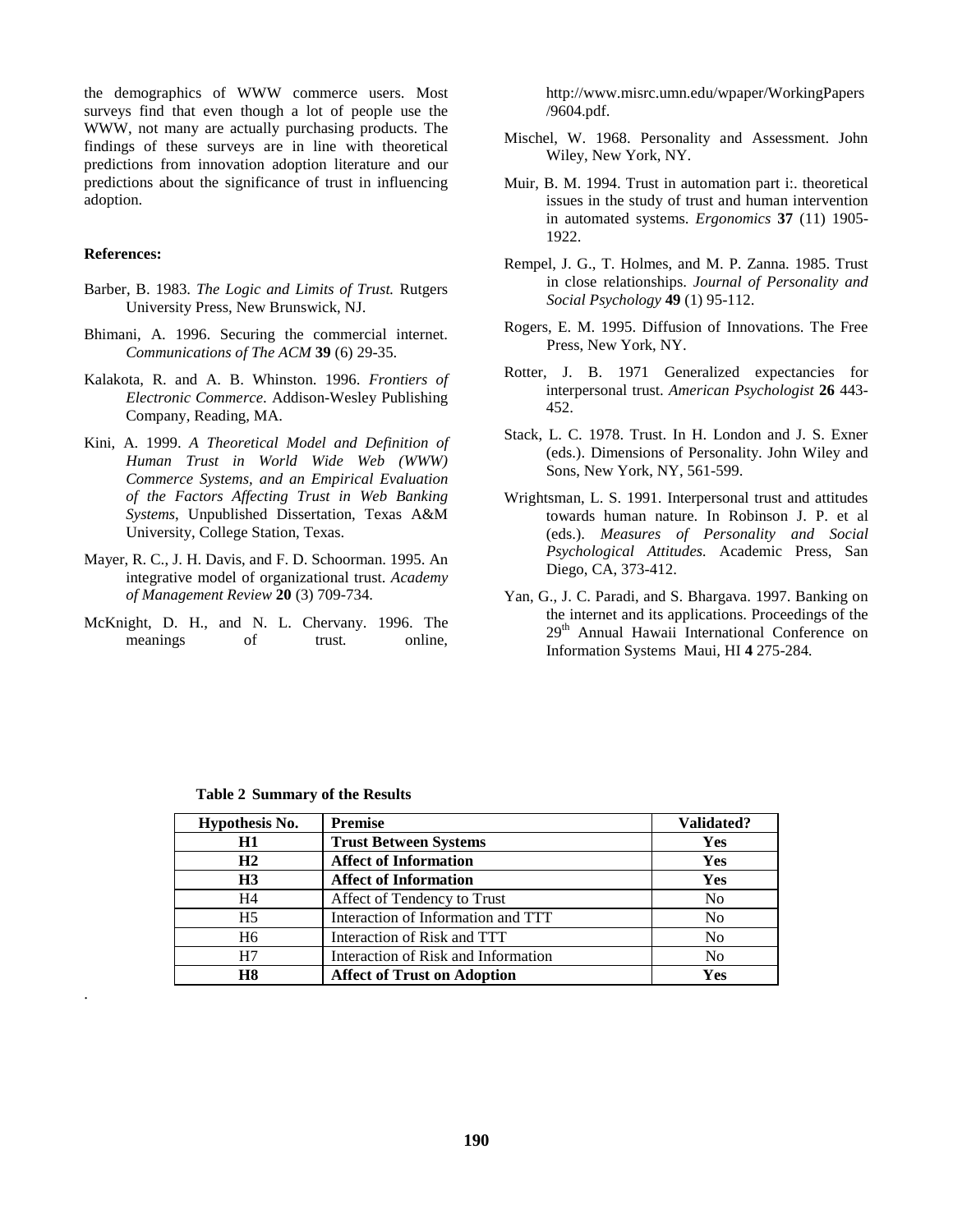the demographics of WWW commerce users. Most surveys find that even though a lot of people use the WWW, not many are actually purchasing products. The findings of these surveys are in line with theoretical predictions from innovation adoption literature and our predictions about the significance of trust in influencing adoption.

**References:**

Barber, B. 1983. *The Logic and Limits of Trust.* Rutgers University Press, New Brunswick, NJ.

Bhimani, A. 1996. Securing the commercial internet. *Communications of The ACM* **39** (6) 29-35.

Kalakota, R. and A. B. Whinston. 1996. *Frontiers of Electronic Commerce*. Addison-Wesley Publishing Company, Reading, MA.

Kini, A. 1999. *A Theoretical Model and Definition of Human Trust in World Wide Web (WWW) Commerce Systems, and an Empirical Evaluation of the Factors Affecting Trust in Web Banking Systems*, Unpublished Dissertation, Texas A&M University, College Station, Texas.

Mayer, R. C., J. H. Davis, and F. D. Schoorman. 1995. An integrative model of organizational trust. *Academy of Management Review* **20** (3) 709-734.

McKnight, D. H., and N. L. Chervany. 1996. The meanings of trust. online, http://www.misrc.umn.edu/wpaper/WorkingPapers/9604.pdf.

Mischel, W. 1968. Personality and Assessment. John Wiley, New York, NY.

Muir, B. M. 1994. Trust in automation part i:. theoretical issues in the study of trust and human intervention in automated systems. *Ergonomics* **37** (11) 1905-1922.

Rempel, J. G., T. Holmes, and M. P. Zanna. 1985. Trust in close relationships. *Journal of Personality and Social Psychology* **49** (1) 95-112.

Rogers, E. M. 1995. Diffusion of Innovations. The Free Press, New York, NY.

Rotter, J. B. 1971 Generalized expectancies for interpersonal trust. *American Psychologist* **26** 443-452.

Stack, L. C. 1978. Trust. In H. London and J. S. Exner (eds.). Dimensions of Personality. John Wiley and Sons, New York, NY, 561-599.

Wrightsman, L. S. 1991. Interpersonal trust and attitudes towards human nature. In Robinson J. P. et al (eds.). *Measures of Personality and Social Psychological Attitudes*. Academic Press, San Diego, CA, 373-412.

Yan, G., J. C. Paradi, and S. Bhargava. 1997. Banking on the internet and its applications. Proceedings of the 29th Annual Hawaii International Conference on Information Systems Maui, HI **4** 275-284.

**Table 2 Summary of the Results**

| Hypothesis No. | Premise | Validated? |
|---|---|---|
| **H1** | **Trust Between Systems** | **Yes** |
| **H2** | **Affect of Information** | **Yes** |
| **H3** | **Affect of Information** | **Yes** |
| H4 | Affect of Tendency to Trust | No |
| H5 | Interaction of Information and TTT | No |
| H6 | Interaction of Risk and TTT | No |
| H7 | Interaction of Risk and Information | No |
| **H8** | **Affect of Trust on Adoption** | **Yes** |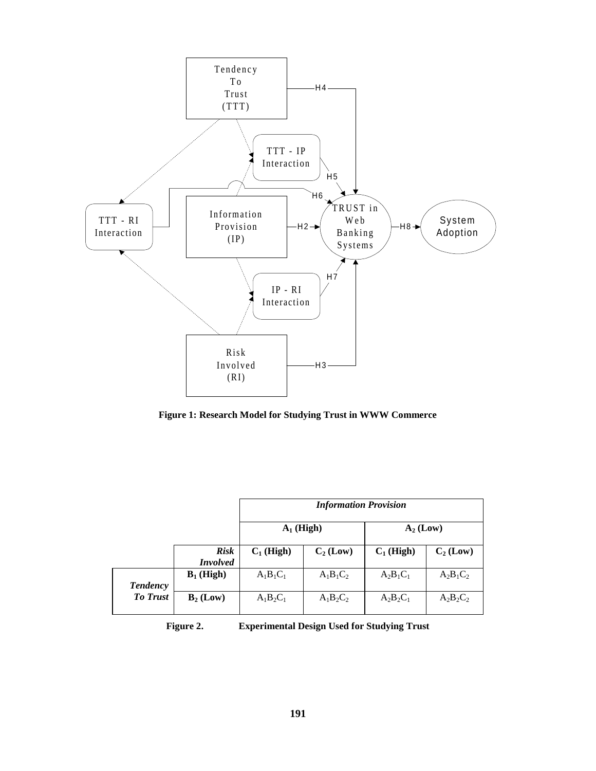Tendency To Trust (TTT)

TTT - IP Interaction

TTT - RI Interaction

Information Provision (IP)

IP - RI Interaction

Risk Involved (RI)

TRUST in Web Banking Systems

System Adoption

H2

H3

H4

H5

H6

H7

H8

**Figure 1: Research Model for Studying Trust in WWW Commerce**

| | | *Information Provision* | | | |
|---|---|---|---|---|---|
| | | $A_1$ (High) | | $A_2$ (Low) | |
| | ***Risk Involved*** | $C_1$ (High) | $C_2$ (Low) | $C_1$ (High) | $C_2$ (Low) |
| ***Tendency To Trust*** | $B_1$ (High) | $A_1B_1C_1$ | $A_1B_1C_2$ | $A_2B_1C_1$ | $A_2B_1C_2$ |
| | $B_2$ (Low) | $A_1B_2C_1$ | $A_1B_2C_2$ | $A_2B_2C_1$ | $A_2B_2C_2$ |

**Figure 2. Experimental Design Used for Studying Trust**